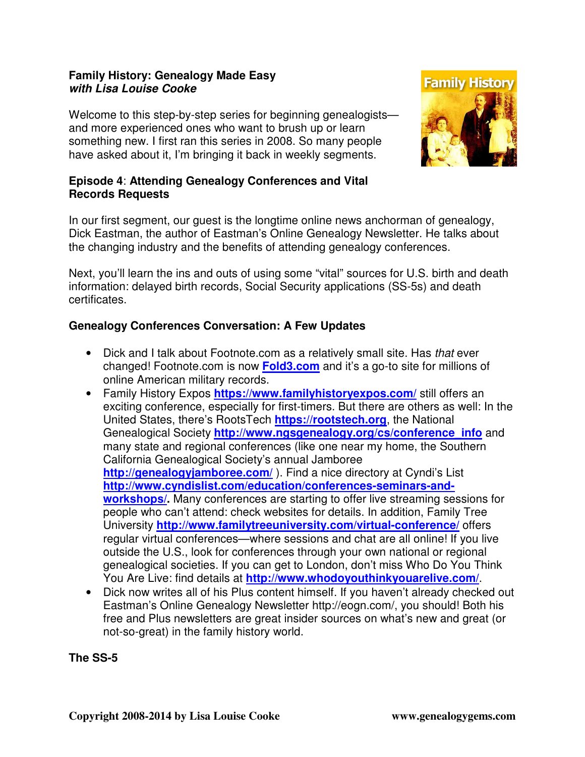**Family History: Genealogy Made Easy**
***with Lisa Louise Cooke***

Welcome to this step-by-step series for beginning genealogists—and more experienced ones who want to brush up or learn something new. I first ran this series in 2008. So many people have asked about it, I'm bringing it back in weekly segments.

**Episode 4**: **Attending Genealogy Conferences and Vital Records Requests**

In our first segment, our guest is the longtime online news anchorman of genealogy, Dick Eastman, the author of Eastman's Online Genealogy Newsletter. He talks about the changing industry and the benefits of attending genealogy conferences.

Next, you'll learn the ins and outs of using some "vital" sources for U.S. birth and death information: delayed birth records, Social Security applications (SS-5s) and death certificates.

**Genealogy Conferences Conversation: A Few Updates**

- Dick and I talk about Footnote.com as a relatively small site. Has *that* ever changed! Footnote.com is now **Fold3.com** and it's a go-to site for millions of online American military records.
- Family History Expos **https://www.familyhistoryexpos.com/** still offers an exciting conference, especially for first-timers. But there are others as well: In the United States, there's RootsTech **https://rootstech.org**, the National Genealogical Society **http://www.ngsgenealogy.org/cs/conference_info** and many state and regional conferences (like one near my home, the Southern California Genealogical Society's annual Jamboree **http://genealogyjamboree.com/** ). Find a nice directory at Cyndi's List **http://www.cyndislist.com/education/conferences-seminars-and-workshops/.** Many conferences are starting to offer live streaming sessions for people who can't attend: check websites for details. In addition, Family Tree University **http://www.familytreeuniversity.com/virtual-conference/** offers regular virtual conferences—where sessions and chat are all online! If you live outside the U.S., look for conferences through your own national or regional genealogical societies. If you can get to London, don't miss Who Do You Think You Are Live: find details at **http://www.whodoyouthinkyouarelive.com/**.
- Dick now writes all of his Plus content himself. If you haven't already checked out Eastman's Online Genealogy Newsletter http://eogn.com/, you should! Both his free and Plus newsletters are great insider sources on what's new and great (or not-so-great) in the family history world.

**The SS-5**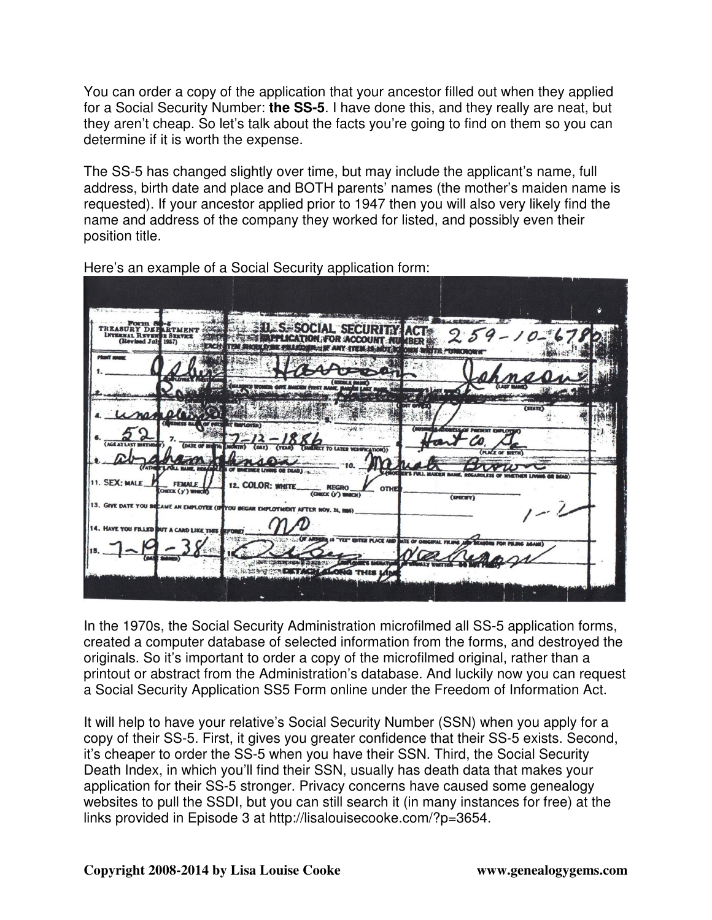You can order a copy of the application that your ancestor filled out when they applied for a Social Security Number: **the SS-5**. I have done this, and they really are neat, but they aren't cheap. So let's talk about the facts you're going to find on them so you can determine if it is worth the expense.

The SS-5 has changed slightly over time, but may include the applicant's name, full address, birth date and place and BOTH parents' names (the mother's maiden name is requested). If your ancestor applied prior to 1947 then you will also very likely find the name and address of the company they worked for listed, and possibly even their position title.

Here's an example of a Social Security application form:

In the 1970s, the Social Security Administration microfilmed all SS-5 application forms, created a computer database of selected information from the forms, and destroyed the originals. So it's important to order a copy of the microfilmed original, rather than a printout or abstract from the Administration's database. And luckily now you can request a Social Security Application SS5 Form online under the Freedom of Information Act.

It will help to have your relative's Social Security Number (SSN) when you apply for a copy of their SS-5. First, it gives you greater confidence that their SS-5 exists. Second, it's cheaper to order the SS-5 when you have their SSN. Third, the Social Security Death Index, in which you'll find their SSN, usually has death data that makes your application for their SS-5 stronger. Privacy concerns have caused some genealogy websites to pull the SSDI, but you can still search it (in many instances for free) at the links provided in Episode 3 at http://lisalouisecooke.com/?p=3654.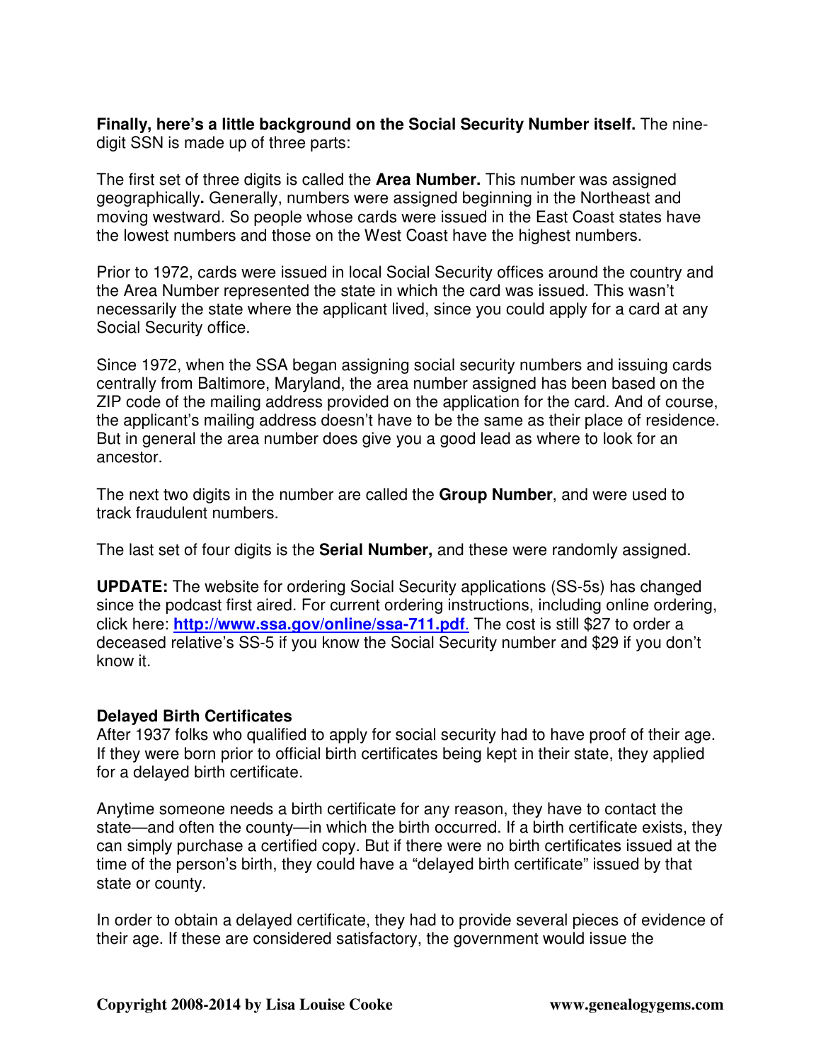**Finally, here's a little background on the Social Security Number itself.** The nine-digit SSN is made up of three parts:

The first set of three digits is called the **Area Number.** This number was assigned geographically**.** Generally, numbers were assigned beginning in the Northeast and moving westward. So people whose cards were issued in the East Coast states have the lowest numbers and those on the West Coast have the highest numbers.

Prior to 1972, cards were issued in local Social Security offices around the country and the Area Number represented the state in which the card was issued. This wasn't necessarily the state where the applicant lived, since you could apply for a card at any Social Security office.

Since 1972, when the SSA began assigning social security numbers and issuing cards centrally from Baltimore, Maryland, the area number assigned has been based on the ZIP code of the mailing address provided on the application for the card. And of course, the applicant's mailing address doesn't have to be the same as their place of residence. But in general the area number does give you a good lead as where to look for an ancestor.

The next two digits in the number are called the **Group Number**, and were used to track fraudulent numbers.

The last set of four digits is the **Serial Number,** and these were randomly assigned.

**UPDATE:** The website for ordering Social Security applications (SS-5s) has changed since the podcast first aired. For current ordering instructions, including online ordering, click here: **http://www.ssa.gov/online/ssa-711.pdf**. The cost is still $27 to order a deceased relative's SS-5 if you know the Social Security number and $29 if you don't know it.

**Delayed Birth Certificates**

After 1937 folks who qualified to apply for social security had to have proof of their age. If they were born prior to official birth certificates being kept in their state, they applied for a delayed birth certificate.

Anytime someone needs a birth certificate for any reason, they have to contact the state—and often the county—in which the birth occurred. If a birth certificate exists, they can simply purchase a certified copy. But if there were no birth certificates issued at the time of the person's birth, they could have a "delayed birth certificate" issued by that state or county.

In order to obtain a delayed certificate, they had to provide several pieces of evidence of their age. If these are considered satisfactory, the government would issue the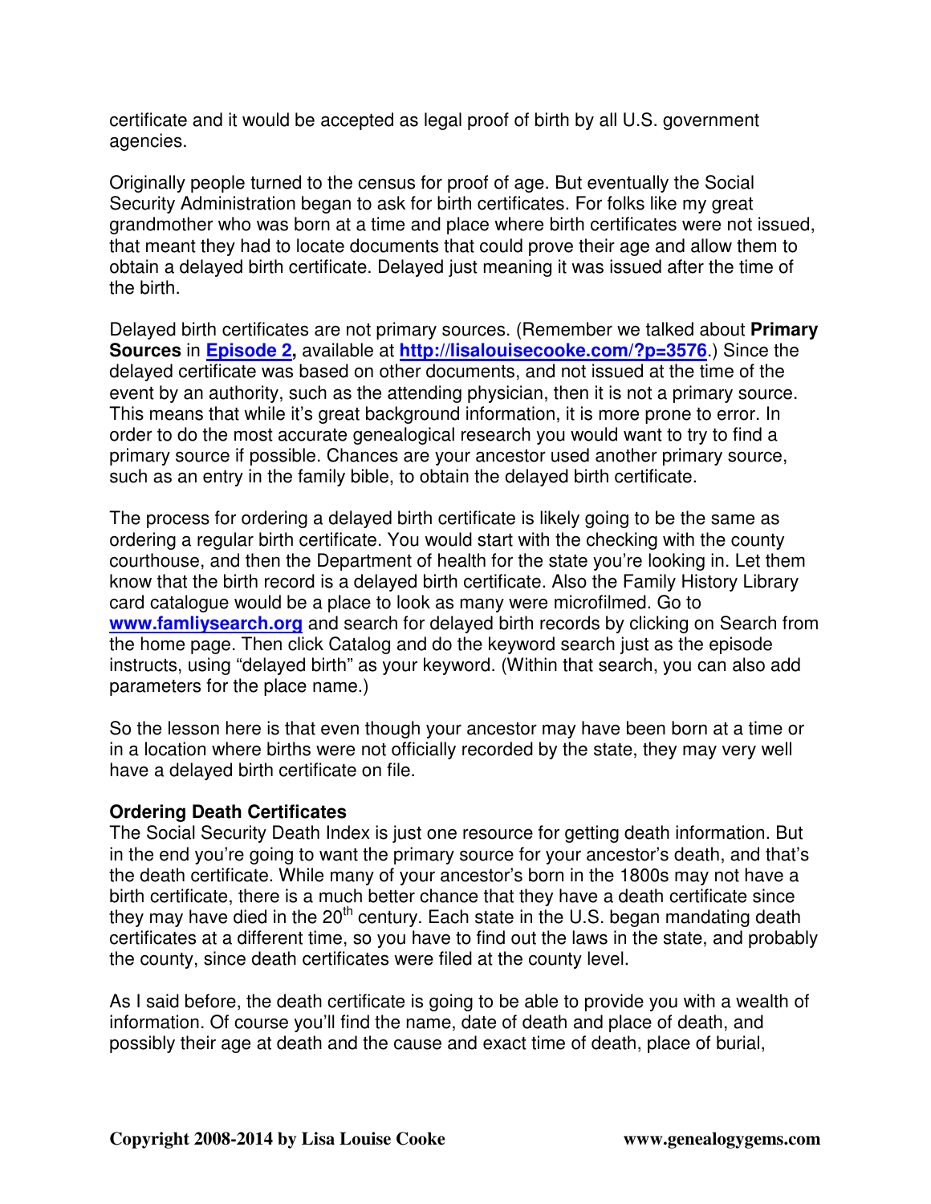certificate and it would be accepted as legal proof of birth by all U.S. government agencies.

Originally people turned to the census for proof of age. But eventually the Social Security Administration began to ask for birth certificates. For folks like my great grandmother who was born at a time and place where birth certificates were not issued, that meant they had to locate documents that could prove their age and allow them to obtain a delayed birth certificate. Delayed just meaning it was issued after the time of the birth.

Delayed birth certificates are not primary sources. (Remember we talked about **Primary Sources** in **Episode 2,** available at **http://lisalouisecooke.com/?p=3576**.) Since the delayed certificate was based on other documents, and not issued at the time of the event by an authority, such as the attending physician, then it is not a primary source. This means that while it's great background information, it is more prone to error. In order to do the most accurate genealogical research you would want to try to find a primary source if possible. Chances are your ancestor used another primary source, such as an entry in the family bible, to obtain the delayed birth certificate.

The process for ordering a delayed birth certificate is likely going to be the same as ordering a regular birth certificate. You would start with the checking with the county courthouse, and then the Department of health for the state you're looking in. Let them know that the birth record is a delayed birth certificate. Also the Family History Library card catalogue would be a place to look as many were microfilmed. Go to **www.famliysearch.org** and search for delayed birth records by clicking on Search from the home page. Then click Catalog and do the keyword search just as the episode instructs, using "delayed birth" as your keyword. (Within that search, you can also add parameters for the place name.)

So the lesson here is that even though your ancestor may have been born at a time or in a location where births were not officially recorded by the state, they may very well have a delayed birth certificate on file.

**Ordering Death Certificates**

The Social Security Death Index is just one resource for getting death information. But in the end you're going to want the primary source for your ancestor's death, and that's the death certificate. While many of your ancestor's born in the 1800s may not have a birth certificate, there is a much better chance that they have a death certificate since they may have died in the 20th century. Each state in the U.S. began mandating death certificates at a different time, so you have to find out the laws in the state, and probably the county, since death certificates were filed at the county level.

As I said before, the death certificate is going to be able to provide you with a wealth of information. Of course you'll find the name, date of death and place of death, and possibly their age at death and the cause and exact time of death, place of burial,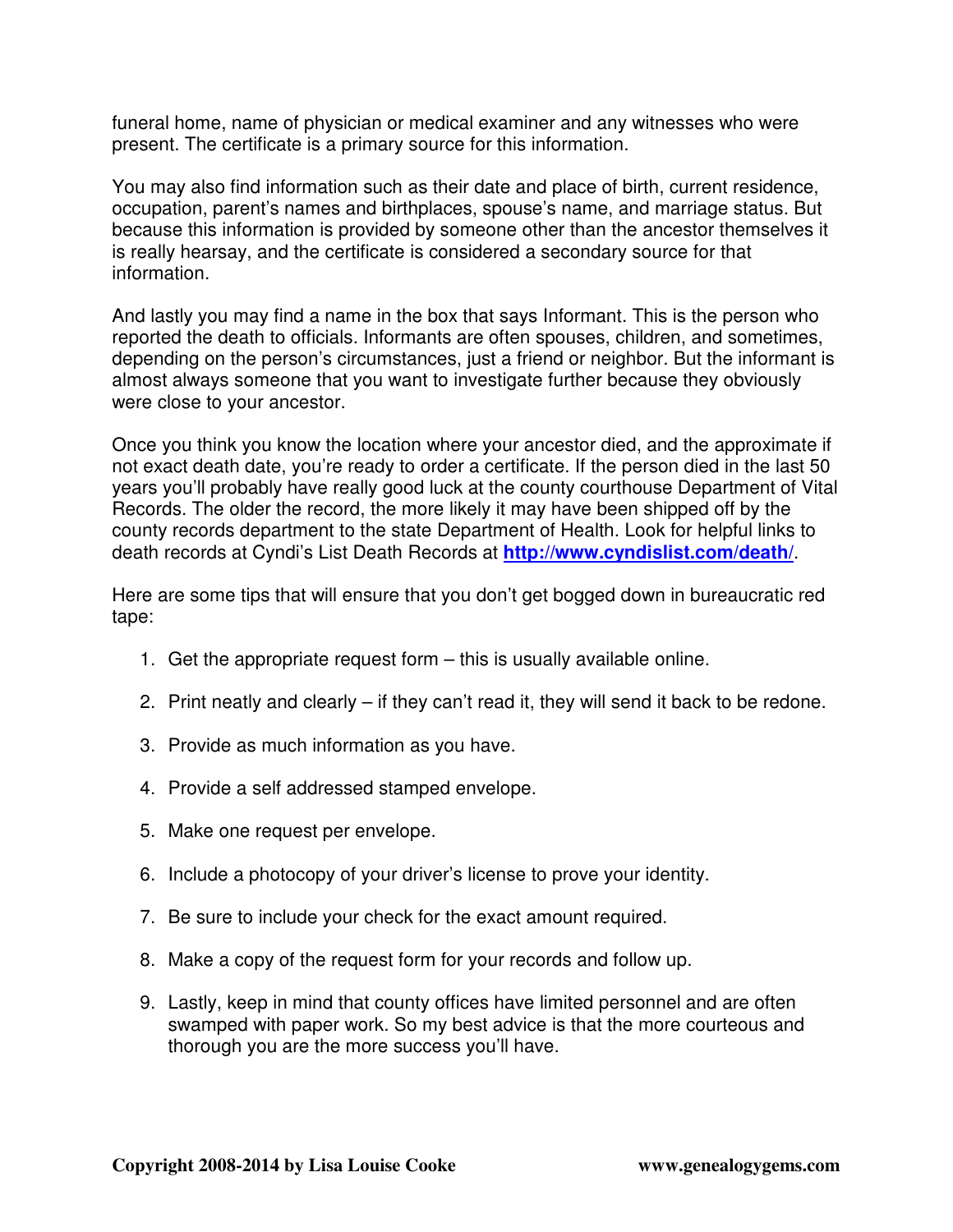funeral home, name of physician or medical examiner and any witnesses who were present. The certificate is a primary source for this information.

You may also find information such as their date and place of birth, current residence, occupation, parent's names and birthplaces, spouse's name, and marriage status. But because this information is provided by someone other than the ancestor themselves it is really hearsay, and the certificate is considered a secondary source for that information.

And lastly you may find a name in the box that says Informant. This is the person who reported the death to officials. Informants are often spouses, children, and sometimes, depending on the person's circumstances, just a friend or neighbor. But the informant is almost always someone that you want to investigate further because they obviously were close to your ancestor.

Once you think you know the location where your ancestor died, and the approximate if not exact death date, you're ready to order a certificate. If the person died in the last 50 years you'll probably have really good luck at the county courthouse Department of Vital Records. The older the record, the more likely it may have been shipped off by the county records department to the state Department of Health. Look for helpful links to death records at Cyndi's List Death Records at **http://www.cyndislist.com/death/**.

Here are some tips that will ensure that you don't get bogged down in bureaucratic red tape:

1. Get the appropriate request form – this is usually available online.
2. Print neatly and clearly – if they can't read it, they will send it back to be redone.
3. Provide as much information as you have.
4. Provide a self addressed stamped envelope.
5. Make one request per envelope.
6. Include a photocopy of your driver's license to prove your identity.
7. Be sure to include your check for the exact amount required.
8. Make a copy of the request form for your records and follow up.
9. Lastly, keep in mind that county offices have limited personnel and are often swamped with paper work. So my best advice is that the more courteous and thorough you are the more success you'll have.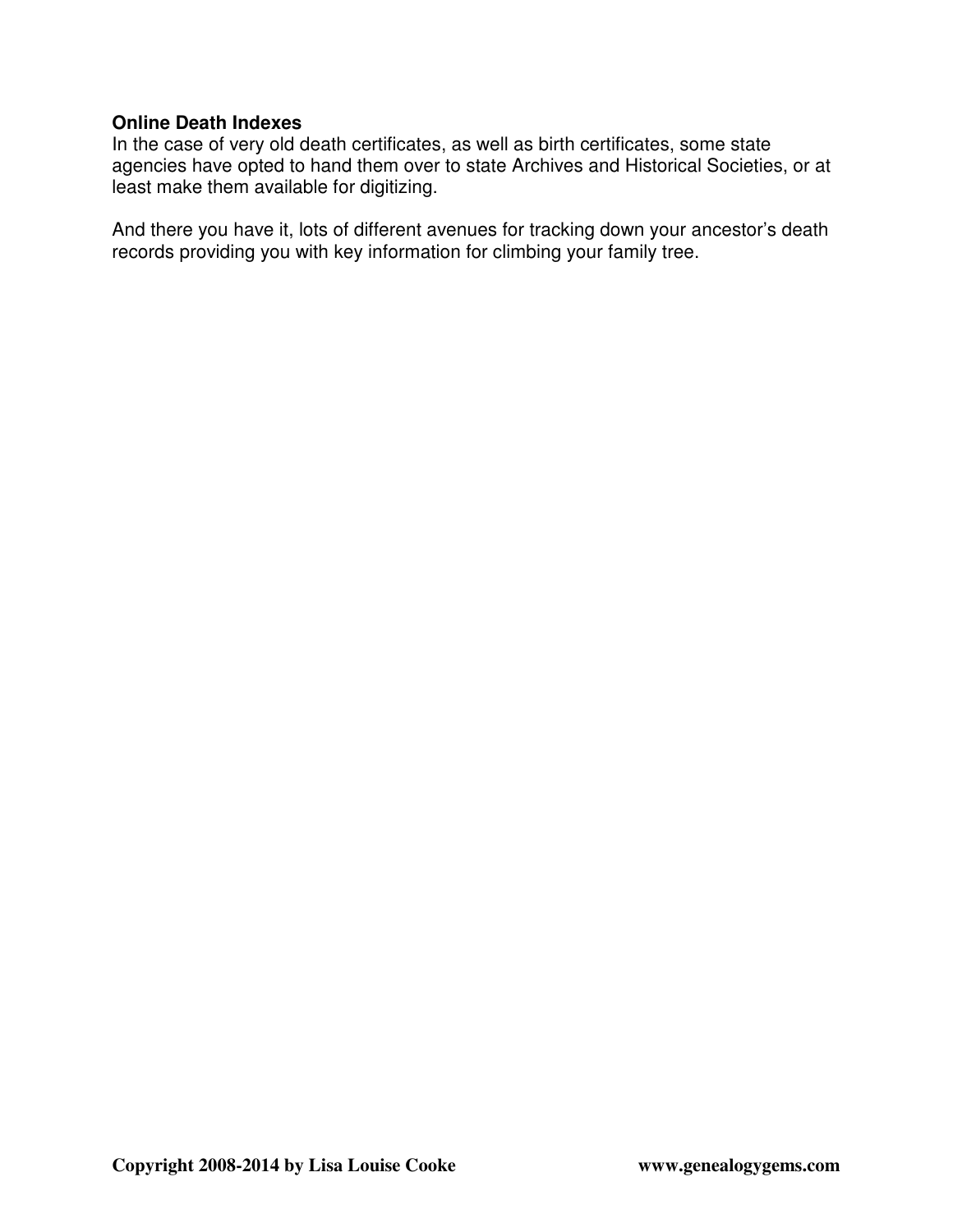**Online Death Indexes**
In the case of very old death certificates, as well as birth certificates, some state agencies have opted to hand them over to state Archives and Historical Societies, or at least make them available for digitizing.

And there you have it, lots of different avenues for tracking down your ancestor's death records providing you with key information for climbing your family tree.